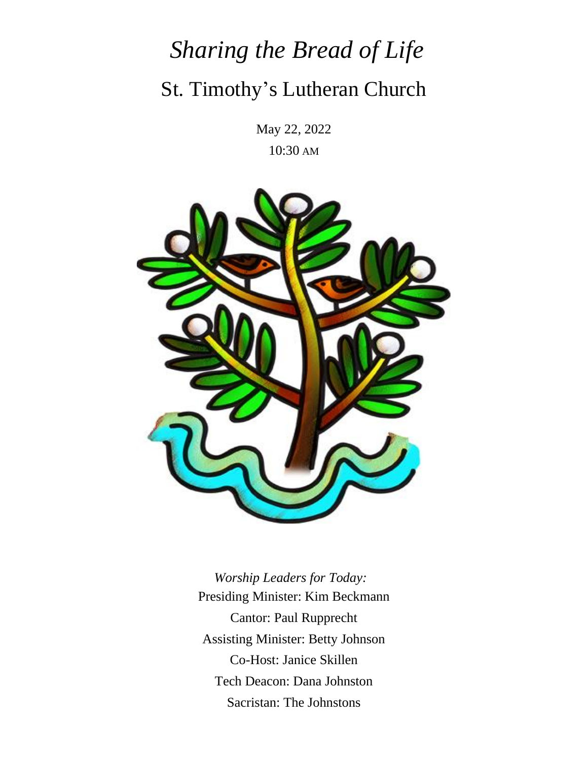# *Sharing the Bread of Life*

## St. Timothy's Lutheran Church

May 22, 2022

10:30 AM

*Worship Leaders for Today:*

Presiding Minister: Kim Beckmann

Cantor: Paul Rupprecht

Assisting Minister: Betty Johnson

Co-Host: Janice Skillen

Tech Deacon: Dana Johnston

Sacristan: The Johnstons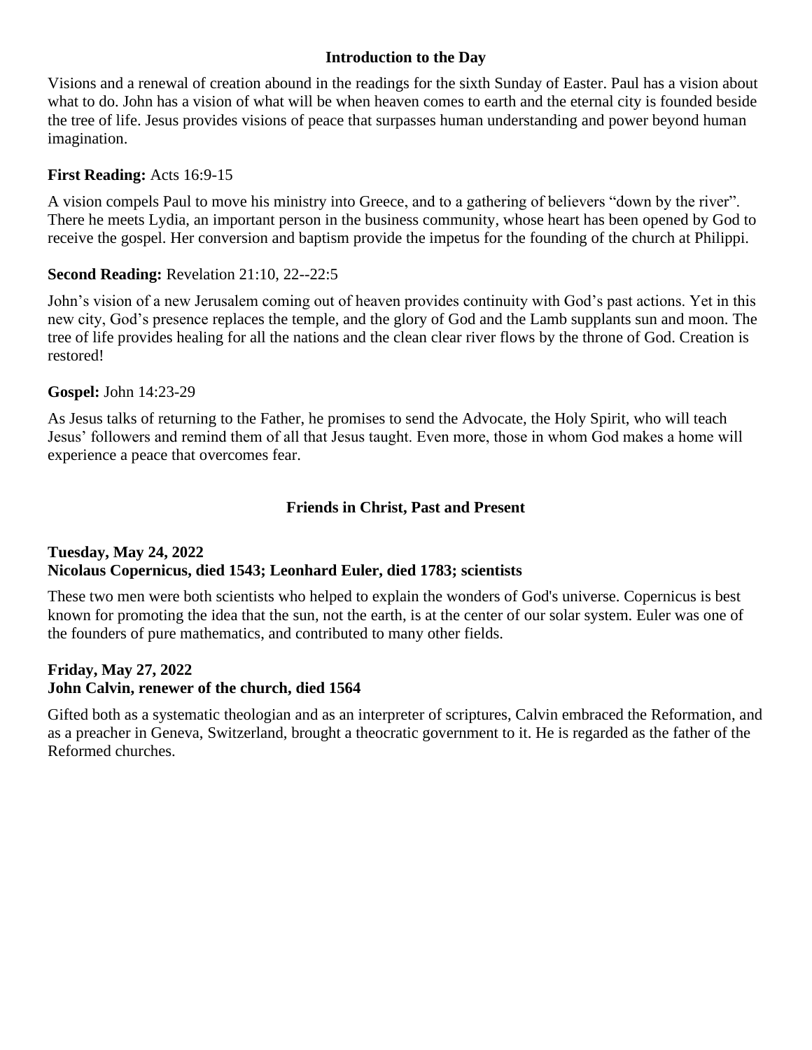## Introduction to the Day

Visions and a renewal of creation abound in the readings for the sixth Sunday of Easter. Paul has a vision about what to do. John has a vision of what will be when heaven comes to earth and the eternal city is founded beside the tree of life. Jesus provides visions of peace that surpasses human understanding and power beyond human imagination.

**First Reading:** Acts 16:9-15

A vision compels Paul to move his ministry into Greece, and to a gathering of believers "down by the river". There he meets Lydia, an important person in the business community, whose heart has been opened by God to receive the gospel. Her conversion and baptism provide the impetus for the founding of the church at Philippi.

**Second Reading:** Revelation 21:10, 22--22:5

John's vision of a new Jerusalem coming out of heaven provides continuity with God's past actions. Yet in this new city, God's presence replaces the temple, and the glory of God and the Lamb supplants sun and moon. The tree of life provides healing for all the nations and the clean clear river flows by the throne of God. Creation is restored!

**Gospel:** John 14:23-29

As Jesus talks of returning to the Father, he promises to send the Advocate, the Holy Spirit, who will teach Jesus' followers and remind them of all that Jesus taught. Even more, those in whom God makes a home will experience a peace that overcomes fear.

## Friends in Christ, Past and Present

**Tuesday, May 24, 2022**
**Nicolaus Copernicus, died 1543; Leonhard Euler, died 1783; scientists**

These two men were both scientists who helped to explain the wonders of God's universe. Copernicus is best known for promoting the idea that the sun, not the earth, is at the center of our solar system. Euler was one of the founders of pure mathematics, and contributed to many other fields.

**Friday, May 27, 2022**
**John Calvin, renewer of the church, died 1564**

Gifted both as a systematic theologian and as an interpreter of scriptures, Calvin embraced the Reformation, and as a preacher in Geneva, Switzerland, brought a theocratic government to it. He is regarded as the father of the Reformed churches.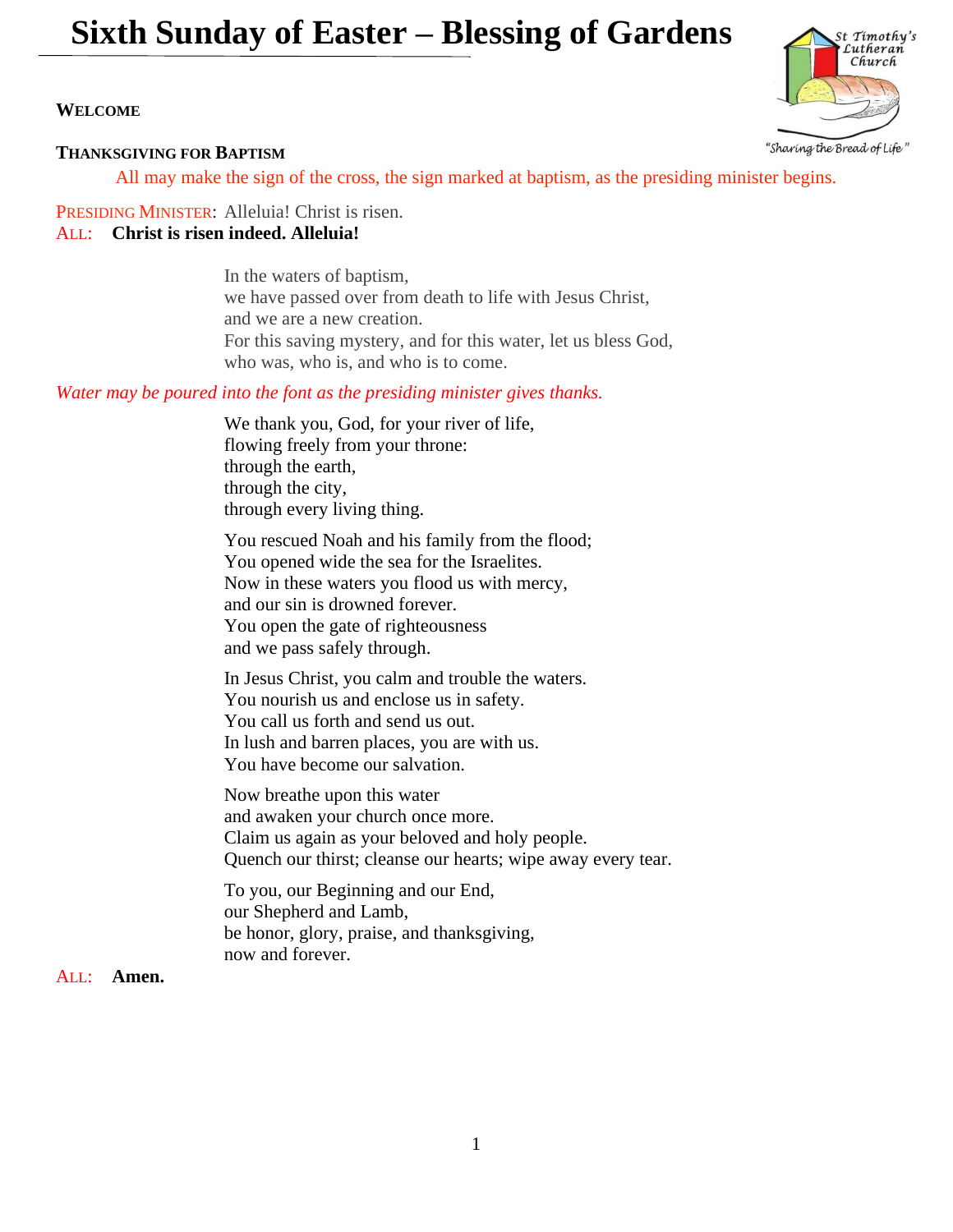# Sixth Sunday of Easter – Blessing of Gardens

St Timothy's Lutheran Church

"Sharing the Bread of Life"

**WELCOME**

**THANKSGIVING FOR BAPTISM**

All may make the sign of the cross, the sign marked at baptism, as the presiding minister begins.

PRESIDING MINISTER: Alleluia! Christ is risen.
ALL: **Christ is risen indeed. Alleluia!**

In the waters of baptism,
we have passed over from death to life with Jesus Christ,
and we are a new creation.
For this saving mystery, and for this water, let us bless God,
who was, who is, and who is to come.

*Water may be poured into the font as the presiding minister gives thanks.*

We thank you, God, for your river of life,
flowing freely from your throne:
through the earth,
through the city,
through every living thing.

You rescued Noah and his family from the flood;
You opened wide the sea for the Israelites.
Now in these waters you flood us with mercy,
and our sin is drowned forever.
You open the gate of righteousness
and we pass safely through.

In Jesus Christ, you calm and trouble the waters.
You nourish us and enclose us in safety.
You call us forth and send us out.
In lush and barren places, you are with us.
You have become our salvation.

Now breathe upon this water
and awaken your church once more.
Claim us again as your beloved and holy people.
Quench our thirst; cleanse our hearts; wipe away every tear.

To you, our Beginning and our End,
our Shepherd and Lamb,
be honor, glory, praise, and thanksgiving,
now and forever.

ALL: **Amen.**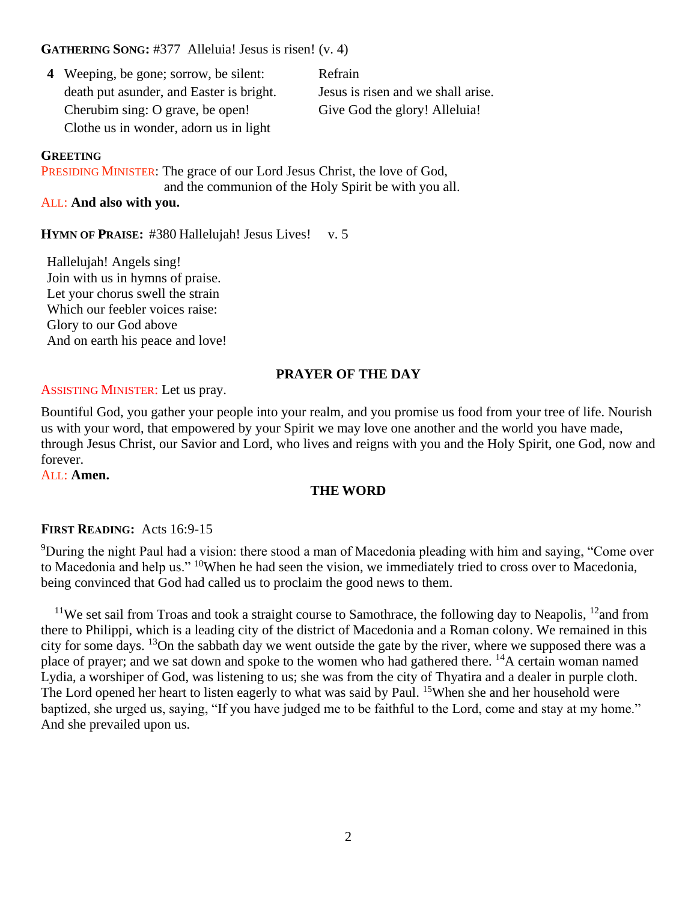**GATHERING SONG:** #377 Alleluia! Jesus is risen! (v. 4)

**4** Weeping, be gone; sorrow, be silent:
death put asunder, and Easter is bright.
Cherubim sing: O grave, be open!
Clothe us in wonder, adorn us in light

Refrain
Jesus is risen and we shall arise.
Give God the glory! Alleluia!

**GREETING**

PRESIDING MINISTER: The grace of our Lord Jesus Christ, the love of God, and the communion of the Holy Spirit be with you all.

ALL: **And also with you.**

**HYMN OF PRAISE:** #380 Hallelujah! Jesus Lives! v. 5

Hallelujah! Angels sing!
Join with us in hymns of praise.
Let your chorus swell the strain
Which our feebler voices raise:
Glory to our God above
And on earth his peace and love!

## PRAYER OF THE DAY

ASSISTING MINISTER: Let us pray.

Bountiful God, you gather your people into your realm, and you promise us food from your tree of life. Nourish us with your word, that empowered by your Spirit we may love one another and the world you have made, through Jesus Christ, our Savior and Lord, who lives and reigns with you and the Holy Spirit, one God, now and forever.

ALL: **Amen.**

## THE WORD

**FIRST READING:** Acts 16:9-15

[9]During the night Paul had a vision: there stood a man of Macedonia pleading with him and saying, "Come over to Macedonia and help us." [10]When he had seen the vision, we immediately tried to cross over to Macedonia, being convinced that God had called us to proclaim the good news to them.

[11]We set sail from Troas and took a straight course to Samothrace, the following day to Neapolis, [12]and from there to Philippi, which is a leading city of the district of Macedonia and a Roman colony. We remained in this city for some days. [13]On the sabbath day we went outside the gate by the river, where we supposed there was a place of prayer; and we sat down and spoke to the women who had gathered there. [14]A certain woman named Lydia, a worshiper of God, was listening to us; she was from the city of Thyatira and a dealer in purple cloth. The Lord opened her heart to listen eagerly to what was said by Paul. [15]When she and her household were baptized, she urged us, saying, "If you have judged me to be faithful to the Lord, come and stay at my home." And she prevailed upon us.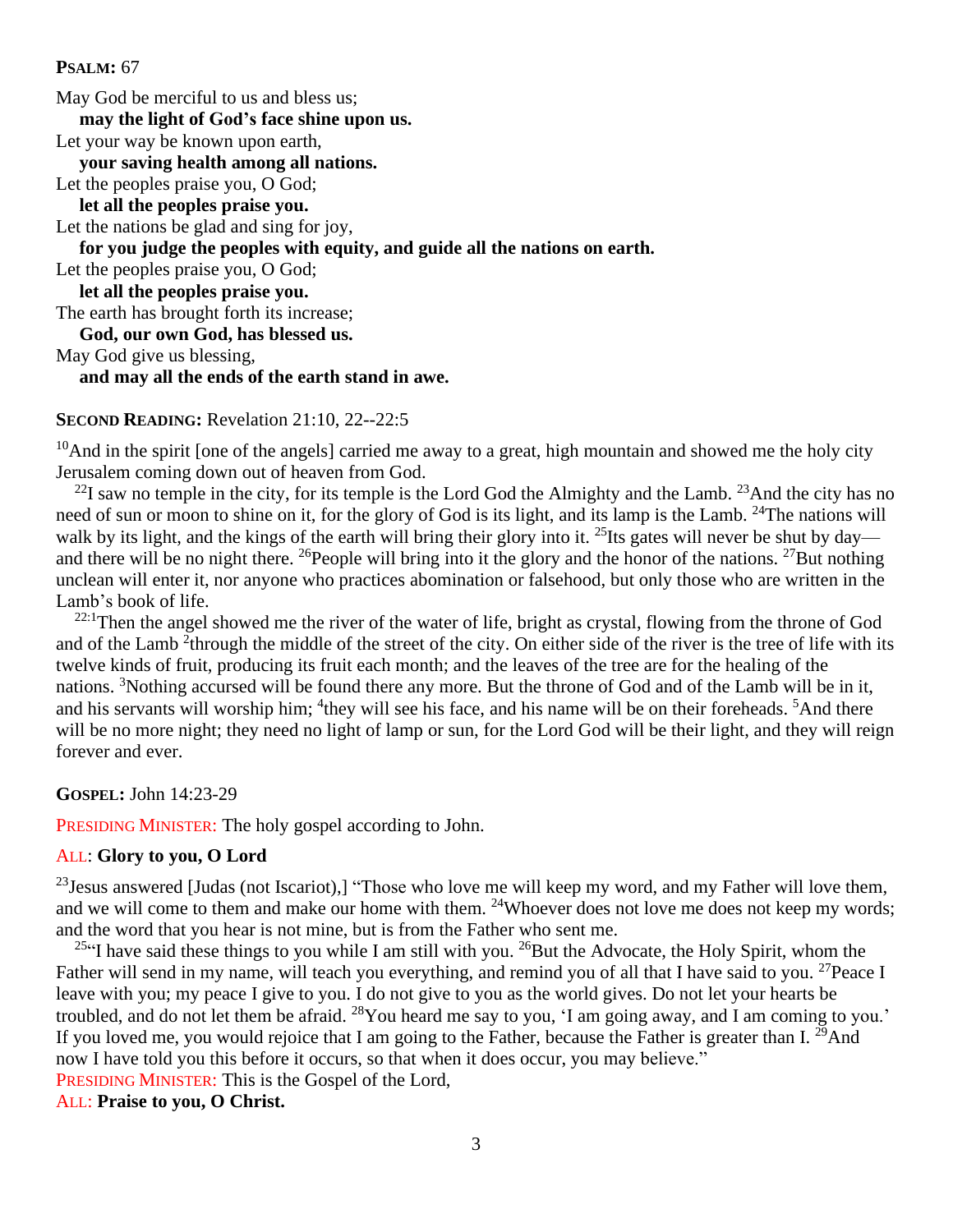**PSALM:** 67

May God be merciful to us and bless us;
**may the light of God's face shine upon us.**
Let your way be known upon earth,
**your saving health among all nations.**
Let the peoples praise you, O God;
**let all the peoples praise you.**
Let the nations be glad and sing for joy,
**for you judge the peoples with equity, and guide all the nations on earth.**
Let the peoples praise you, O God;
**let all the peoples praise you.**
The earth has brought forth its increase;
**God, our own God, has blessed us.**
May God give us blessing,
**and may all the ends of the earth stand in awe.**

**SECOND READING:** Revelation 21:10, 22--22:5

[10]And in the spirit [one of the angels] carried me away to a great, high mountain and showed me the holy city Jerusalem coming down out of heaven from God.

[22]I saw no temple in the city, for its temple is the Lord God the Almighty and the Lamb. [23]And the city has no need of sun or moon to shine on it, for the glory of God is its light, and its lamp is the Lamb. [24]The nations will walk by its light, and the kings of the earth will bring their glory into it. [25]Its gates will never be shut by day—and there will be no night there. [26]People will bring into it the glory and the honor of the nations. [27]But nothing unclean will enter it, nor anyone who practices abomination or falsehood, but only those who are written in the Lamb's book of life.

[22:1]Then the angel showed me the river of the water of life, bright as crystal, flowing from the throne of God and of the Lamb [2]through the middle of the street of the city. On either side of the river is the tree of life with its twelve kinds of fruit, producing its fruit each month; and the leaves of the tree are for the healing of the nations. [3]Nothing accursed will be found there any more. But the throne of God and of the Lamb will be in it, and his servants will worship him; [4]they will see his face, and his name will be on their foreheads. [5]And there will be no more night; they need no light of lamp or sun, for the Lord God will be their light, and they will reign forever and ever.

**GOSPEL:** John 14:23-29

PRESIDING MINISTER: The holy gospel according to John.

ALL: **Glory to you, O Lord**

[23]Jesus answered [Judas (not Iscariot),] "Those who love me will keep my word, and my Father will love them, and we will come to them and make our home with them. [24]Whoever does not love me does not keep my words; and the word that you hear is not mine, but is from the Father who sent me.

[25]"I have said these things to you while I am still with you. [26]But the Advocate, the Holy Spirit, whom the Father will send in my name, will teach you everything, and remind you of all that I have said to you. [27]Peace I leave with you; my peace I give to you. I do not give to you as the world gives. Do not let your hearts be troubled, and do not let them be afraid. [28]You heard me say to you, 'I am going away, and I am coming to you.' If you loved me, you would rejoice that I am going to the Father, because the Father is greater than I. [29]And now I have told you this before it occurs, so that when it does occur, you may believe."

PRESIDING MINISTER: This is the Gospel of the Lord,

ALL: **Praise to you, O Christ.**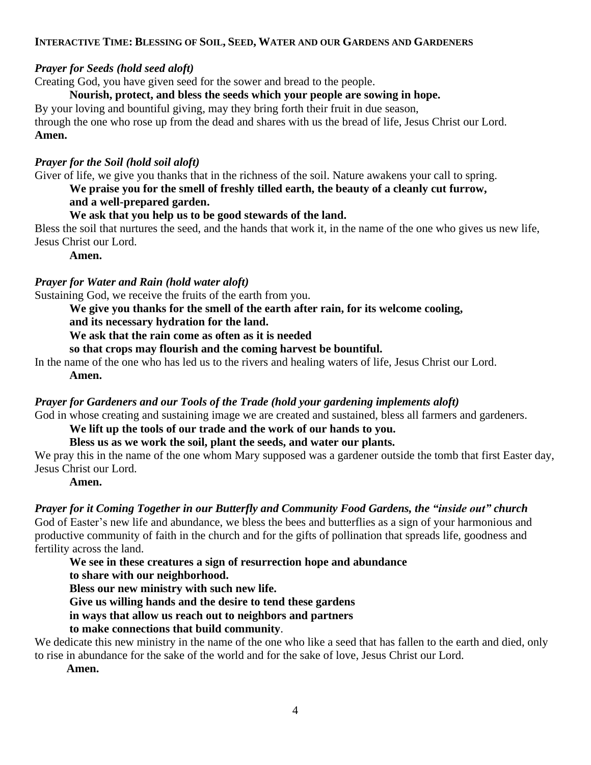**INTERACTIVE TIME: BLESSING OF SOIL, SEED, WATER AND OUR GARDENS AND GARDENERS**

***Prayer for Seeds (hold seed aloft)***

Creating God, you have given seed for the sower and bread to the people.

**Nourish, protect, and bless the seeds which your people are sowing in hope.**

By your loving and bountiful giving, may they bring forth their fruit in due season, through the one who rose up from the dead and shares with us the bread of life, Jesus Christ our Lord.

**Amen.**

***Prayer for the Soil (hold soil aloft)***

Giver of life, we give you thanks that in the richness of the soil. Nature awakens your call to spring.

**We praise you for the smell of freshly tilled earth, the beauty of a cleanly cut furrow, and a well-prepared garden.**

**We ask that you help us to be good stewards of the land.**

Bless the soil that nurtures the seed, and the hands that work it, in the name of the one who gives us new life, Jesus Christ our Lord.

**Amen.**

***Prayer for Water and Rain (hold water aloft)***

Sustaining God, we receive the fruits of the earth from you.

**We give you thanks for the smell of the earth after rain, for its welcome cooling, and its necessary hydration for the land.**

**We ask that the rain come as often as it is needed so that crops may flourish and the coming harvest be bountiful.**

In the name of the one who has led us to the rivers and healing waters of life, Jesus Christ our Lord.

**Amen.**

***Prayer for Gardeners and our Tools of the Trade (hold your gardening implements aloft)***

God in whose creating and sustaining image we are created and sustained, bless all farmers and gardeners.

**We lift up the tools of our trade and the work of our hands to you.**

**Bless us as we work the soil, plant the seeds, and water our plants.**

We pray this in the name of the one whom Mary supposed was a gardener outside the tomb that first Easter day, Jesus Christ our Lord.

**Amen.**

***Prayer for it Coming Together in our Butterfly and Community Food Gardens, the "inside out" church***

God of Easter's new life and abundance, we bless the bees and butterflies as a sign of your harmonious and productive community of faith in the church and for the gifts of pollination that spreads life, goodness and fertility across the land.

**We see in these creatures a sign of resurrection hope and abundance to share with our neighborhood.**

**Bless our new ministry with such new life.**

**Give us willing hands and the desire to tend these gardens in ways that allow us reach out to neighbors and partners to make connections that build community**.

We dedicate this new ministry in the name of the one who like a seed that has fallen to the earth and died, only to rise in abundance for the sake of the world and for the sake of love, Jesus Christ our Lord.

**Amen.**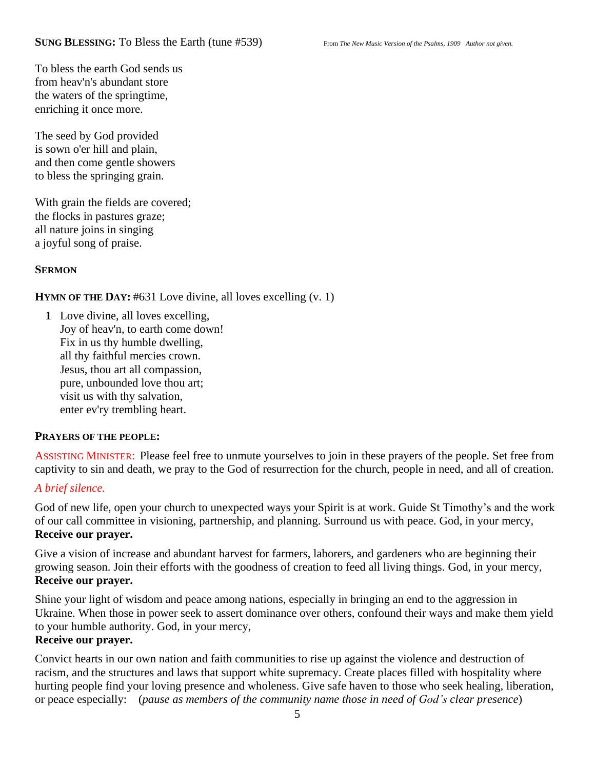**SUNG BLESSING:** To Bless the Earth (tune #539) *From The New Music Version of the Psalms, 1909 Author not given.*

To bless the earth God sends us
from heav'n's abundant store
the waters of the springtime,
enriching it once more.

The seed by God provided
is sown o'er hill and plain,
and then come gentle showers
to bless the springing grain.

With grain the fields are covered;
the flocks in pastures graze;
all nature joins in singing
a joyful song of praise.

**SERMON**

**HYMN OF THE DAY:** #631 Love divine, all loves excelling (v. 1)

**1** Love divine, all loves excelling,
Joy of heav'n, to earth come down!
Fix in us thy humble dwelling,
all thy faithful mercies crown.
Jesus, thou art all compassion,
pure, unbounded love thou art;
visit us with thy salvation,
enter ev'ry trembling heart.

**PRAYERS OF THE PEOPLE:**

ASSISTING MINISTER: Please feel free to unmute yourselves to join in these prayers of the people. Set free from captivity to sin and death, we pray to the God of resurrection for the church, people in need, and all of creation.

*A brief silence.*

God of new life, open your church to unexpected ways your Spirit is at work. Guide St Timothy's and the work of our call committee in visioning, partnership, and planning. Surround us with peace. God, in your mercy,
**Receive our prayer.**

Give a vision of increase and abundant harvest for farmers, laborers, and gardeners who are beginning their growing season. Join their efforts with the goodness of creation to feed all living things. God, in your mercy,
**Receive our prayer.**

Shine your light of wisdom and peace among nations, especially in bringing an end to the aggression in Ukraine. When those in power seek to assert dominance over others, confound their ways and make them yield to your humble authority. God, in your mercy,
**Receive our prayer.**

Convict hearts in our own nation and faith communities to rise up against the violence and destruction of racism, and the structures and laws that support white supremacy. Create places filled with hospitality where hurting people find your loving presence and wholeness. Give safe haven to those who seek healing, liberation, or peace especially: (*pause as members of the community name those in need of God's clear presence*)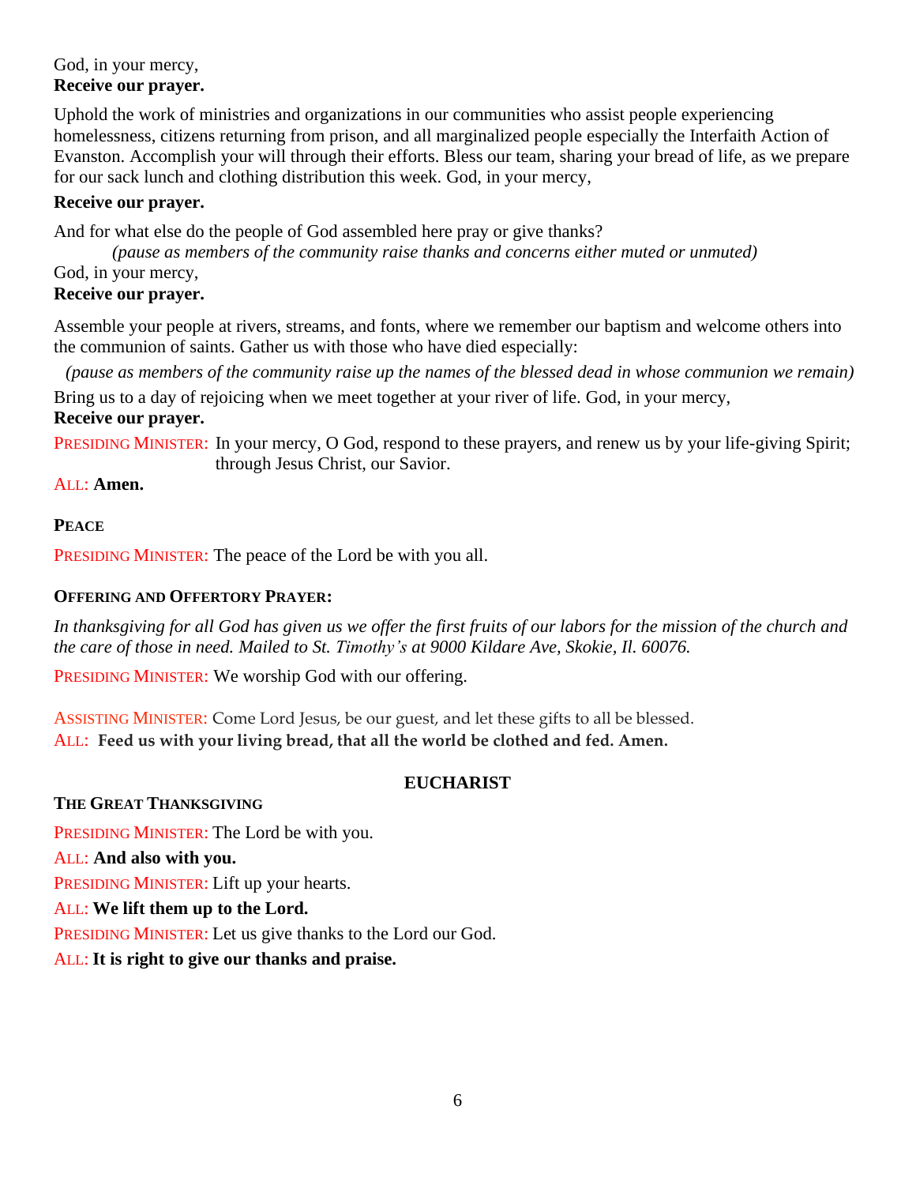God, in your mercy,
**Receive our prayer.**

Uphold the work of ministries and organizations in our communities who assist people experiencing homelessness, citizens returning from prison, and all marginalized people especially the Interfaith Action of Evanston. Accomplish your will through their efforts. Bless our team, sharing your bread of life, as we prepare for our sack lunch and clothing distribution this week. God, in your mercy,

**Receive our prayer.**

And for what else do the people of God assembled here pray or give thanks?

*(pause as members of the community raise thanks and concerns either muted or unmuted)*

God, in your mercy,
**Receive our prayer.**

Assemble your people at rivers, streams, and fonts, where we remember our baptism and welcome others into the communion of saints. Gather us with those who have died especially:

*(pause as members of the community raise up the names of the blessed dead in whose communion we remain)*

Bring us to a day of rejoicing when we meet together at your river of life. God, in your mercy,
**Receive our prayer.**

PRESIDING MINISTER: In your mercy, O God, respond to these prayers, and renew us by your life-giving Spirit; through Jesus Christ, our Savior.

ALL: **Amen.**

**PEACE**

PRESIDING MINISTER: The peace of the Lord be with you all.

**OFFERING AND OFFERTORY PRAYER:**

*In thanksgiving for all God has given us we offer the first fruits of our labors for the mission of the church and the care of those in need. Mailed to St. Timothy's at 9000 Kildare Ave, Skokie, Il. 60076.*

PRESIDING MINISTER: We worship God with our offering.

ASSISTING MINISTER: Come Lord Jesus, be our guest, and let these gifts to all be blessed.
ALL: **Feed us with your living bread, that all the world be clothed and fed. Amen.**

## EUCHARIST

**THE GREAT THANKSGIVING**

PRESIDING MINISTER: The Lord be with you.

ALL: **And also with you.**

PRESIDING MINISTER: Lift up your hearts.

ALL: **We lift them up to the Lord.**

PRESIDING MINISTER: Let us give thanks to the Lord our God.

ALL: **It is right to give our thanks and praise.**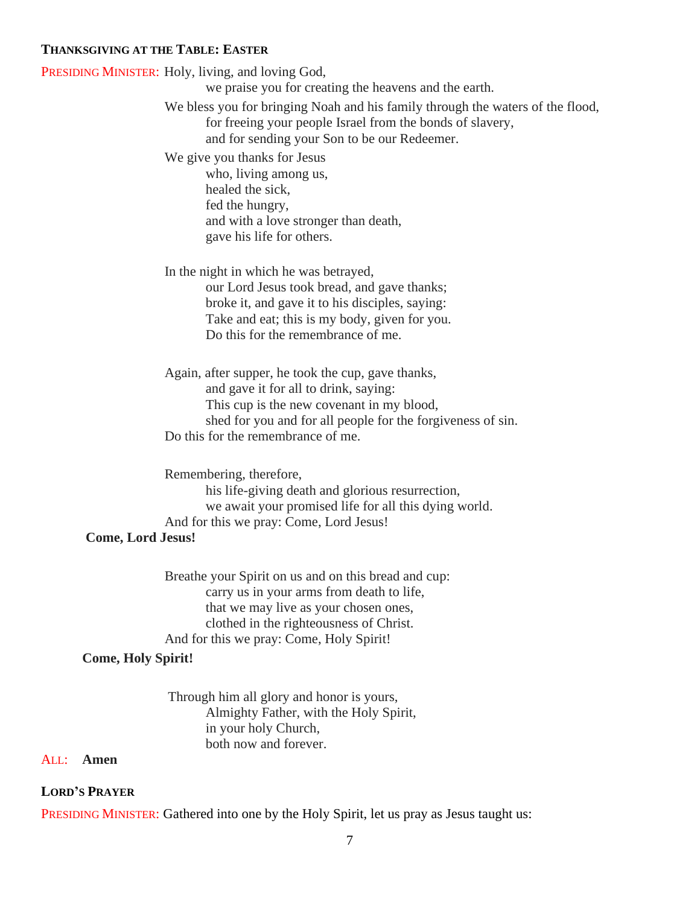### THANKSGIVING AT THE TABLE: EASTER

PRESIDING MINISTER: Holy, living, and loving God,
we praise you for creating the heavens and the earth.

We bless you for bringing Noah and his family through the waters of the flood,
for freeing your people Israel from the bonds of slavery,
and for sending your Son to be our Redeemer.

We give you thanks for Jesus
who, living among us,
healed the sick,
fed the hungry,
and with a love stronger than death,
gave his life for others.

In the night in which he was betrayed,
our Lord Jesus took bread, and gave thanks;
broke it, and gave it to his disciples, saying:
Take and eat; this is my body, given for you.
Do this for the remembrance of me.

Again, after supper, he took the cup, gave thanks,
and gave it for all to drink, saying:
This cup is the new covenant in my blood,
shed for you and for all people for the forgiveness of sin.
Do this for the remembrance of me.

Remembering, therefore,
his life-giving death and glorious resurrection,
we await your promised life for all this dying world.
And for this we pray: Come, Lord Jesus!

**Come, Lord Jesus!**

Breathe your Spirit on us and on this bread and cup:
carry us in your arms from death to life,
that we may live as your chosen ones,
clothed in the righteousness of Christ.
And for this we pray: Come, Holy Spirit!

**Come, Holy Spirit!**

Through him all glory and honor is yours,
Almighty Father, with the Holy Spirit,
in your holy Church,
both now and forever.

ALL: **Amen**

### LORD'S PRAYER

PRESIDING MINISTER: Gathered into one by the Holy Spirit, let us pray as Jesus taught us: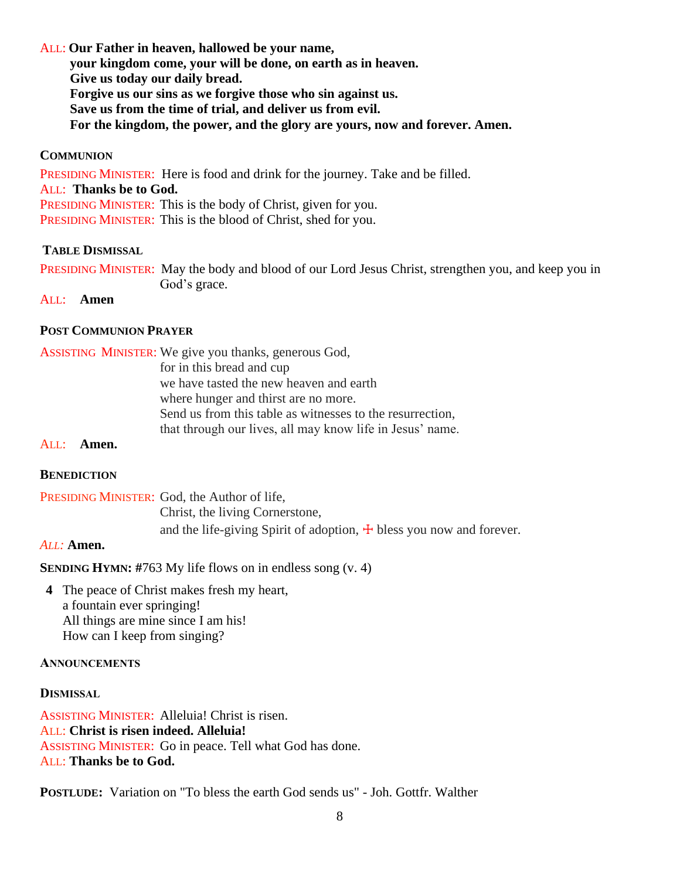ALL: **Our Father in heaven, hallowed be your name,**
**your kingdom come, your will be done, on earth as in heaven.**
**Give us today our daily bread.**
**Forgive us our sins as we forgive those who sin against us.**
**Save us from the time of trial, and deliver us from evil.**
**For the kingdom, the power, and the glory are yours, now and forever. Amen.**

**COMMUNION**

PRESIDING MINISTER: Here is food and drink for the journey. Take and be filled.
ALL: **Thanks be to God.**
PRESIDING MINISTER: This is the body of Christ, given for you.
PRESIDING MINISTER: This is the blood of Christ, shed for you.

**TABLE DISMISSAL**

PRESIDING MINISTER: May the body and blood of our Lord Jesus Christ, strengthen you, and keep you in God's grace.
ALL: **Amen**

**POST COMMUNION PRAYER**

ASSISTING MINISTER: We give you thanks, generous God,
for in this bread and cup
we have tasted the new heaven and earth
where hunger and thirst are no more.
Send us from this table as witnesses to the resurrection,
that through our lives, all may know life in Jesus' name.
ALL: **Amen.**

**BENEDICTION**

PRESIDING MINISTER: God, the Author of life,
Christ, the living Cornerstone,
and the life-giving Spirit of adoption, ☩ bless you now and forever.
*ALL:* **Amen.**

**SENDING HYMN: #**763 My life flows on in endless song (v. 4)

**4** The peace of Christ makes fresh my heart,
a fountain ever springing!
All things are mine since I am his!
How can I keep from singing?

**ANNOUNCEMENTS**

**DISMISSAL**

ASSISTING MINISTER: Alleluia! Christ is risen.
ALL: **Christ is risen indeed. Alleluia!**
ASSISTING MINISTER: Go in peace. Tell what God has done.
ALL: **Thanks be to God.**

**POSTLUDE:** Variation on "To bless the earth God sends us" - Joh. Gottfr. Walther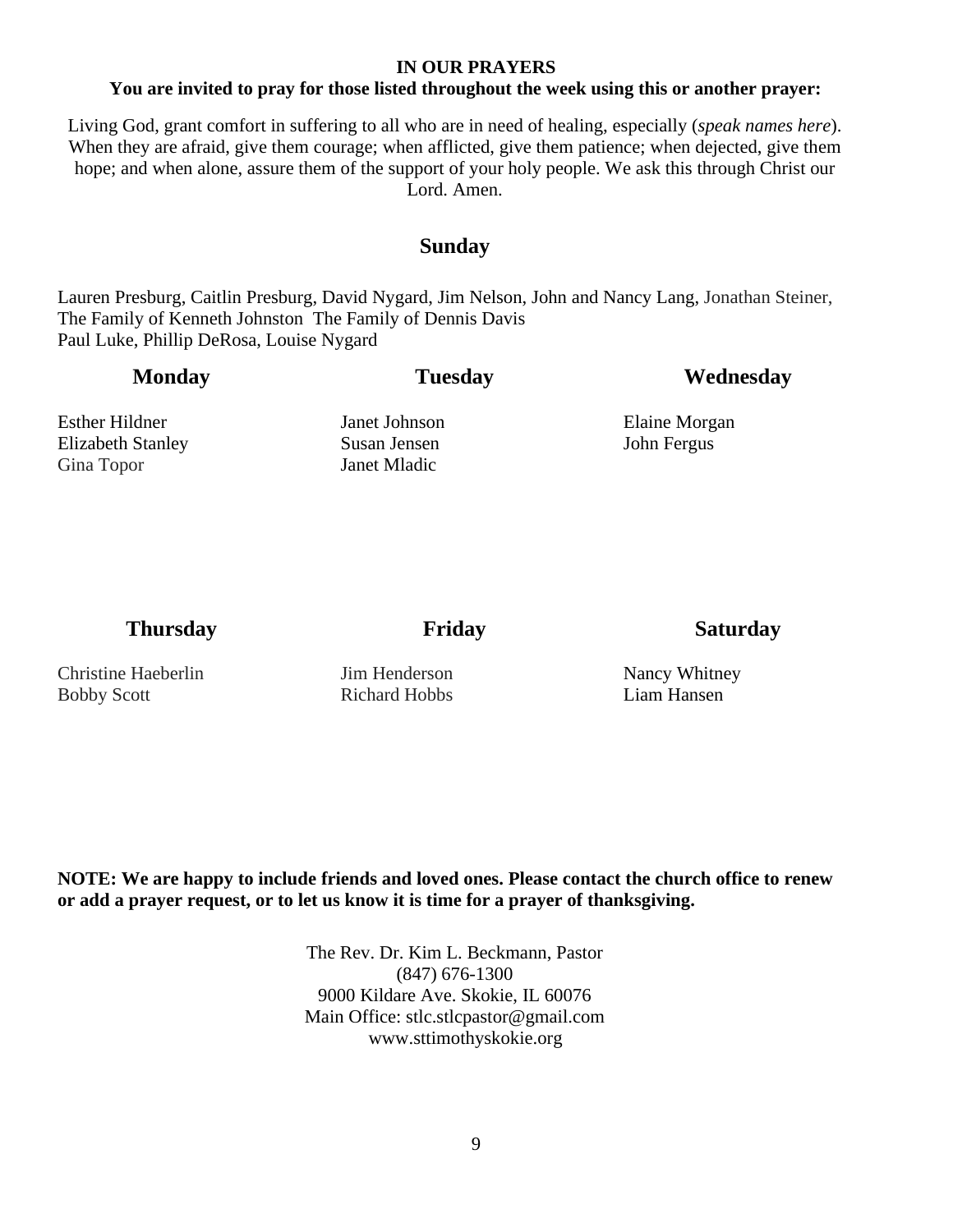**IN OUR PRAYERS**

**You are invited to pray for those listed throughout the week using this or another prayer:**

Living God, grant comfort in suffering to all who are in need of healing, especially (*speak names here*). When they are afraid, give them courage; when afflicted, give them patience; when dejected, give them hope; and when alone, assure them of the support of your holy people. We ask this through Christ our Lord. Amen.

## Sunday

Lauren Presburg, Caitlin Presburg, David Nygard, Jim Nelson, John and Nancy Lang, Jonathan Steiner,
The Family of Kenneth Johnston The Family of Dennis Davis
Paul Luke, Phillip DeRosa, Louise Nygard

## Monday

Esther Hildner
Elizabeth Stanley
Gina Topor

## Tuesday

Janet Johnson
Susan Jensen
Janet Mladic

## Wednesday

Elaine Morgan
John Fergus

## Thursday

Christine Haeberlin
Bobby Scott

## Friday

Jim Henderson
Richard Hobbs

## Saturday

Nancy Whitney
Liam Hansen

**NOTE: We are happy to include friends and loved ones. Please contact the church office to renew or add a prayer request, or to let us know it is time for a prayer of thanksgiving.**

The Rev. Dr. Kim L. Beckmann, Pastor
(847) 676-1300
9000 Kildare Ave. Skokie, IL 60076
Main Office: stlc.stlcpastor@gmail.com
www.sttimothyskokie.org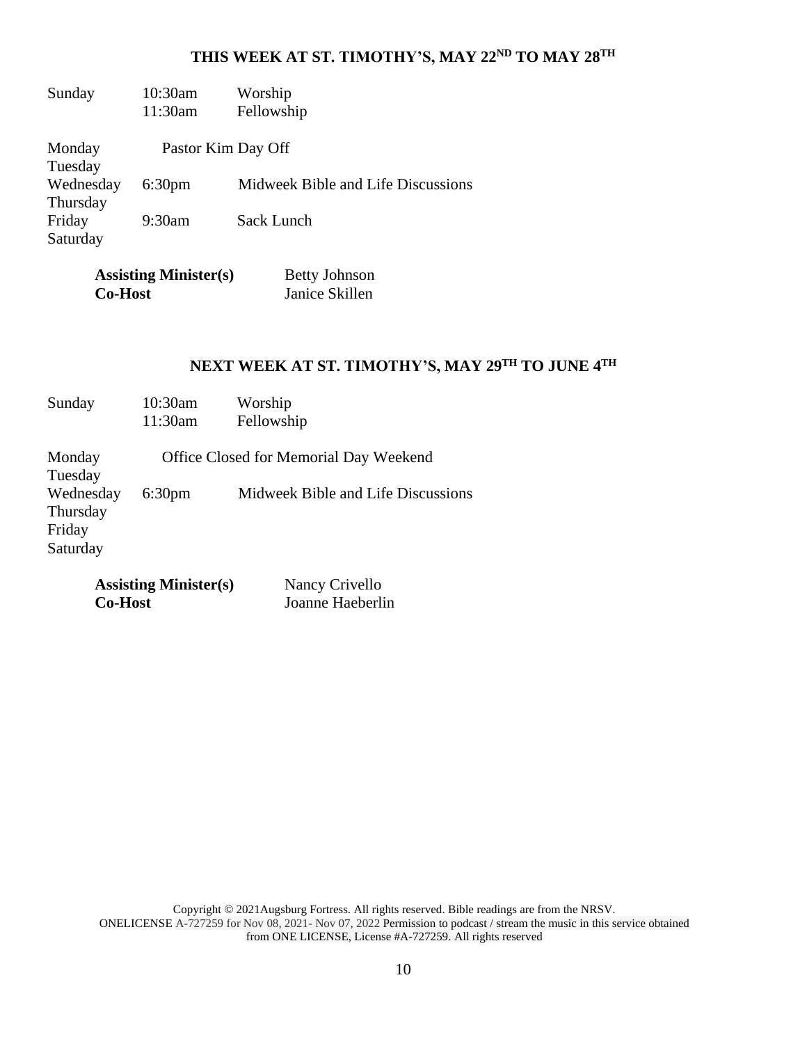## THIS WEEK AT ST. TIMOTHY'S, MAY 22ND TO MAY 28TH

| | | |
|---|---|---|
| Sunday | 10:30am | Worship |
| | 11:30am | Fellowship |
| Monday | Pastor Kim Day Off | |
| Tuesday | | |
| Wednesday | 6:30pm | Midweek Bible and Life Discussions |
| Thursday | | |
| Friday | 9:30am | Sack Lunch |
| Saturday | | |

**Assisting Minister(s)** Betty Johnson
**Co-Host** Janice Skillen

## NEXT WEEK AT ST. TIMOTHY'S, MAY 29TH TO JUNE 4TH

| | | |
|---|---|---|
| Sunday | 10:30am | Worship |
| | 11:30am | Fellowship |
| Monday | Office Closed for Memorial Day Weekend | |
| Tuesday | | |
| Wednesday | 6:30pm | Midweek Bible and Life Discussions |
| Thursday | | |
| Friday | | |
| Saturday | | |

**Assisting Minister(s)** Nancy Crivello
**Co-Host** Joanne Haeberlin

Copyright © 2021Augsburg Fortress. All rights reserved. Bible readings are from the NRSV. ONELICENSE A-727259 for Nov 08, 2021- Nov 07, 2022 Permission to podcast / stream the music in this service obtained from ONE LICENSE, License #A-727259. All rights reserved